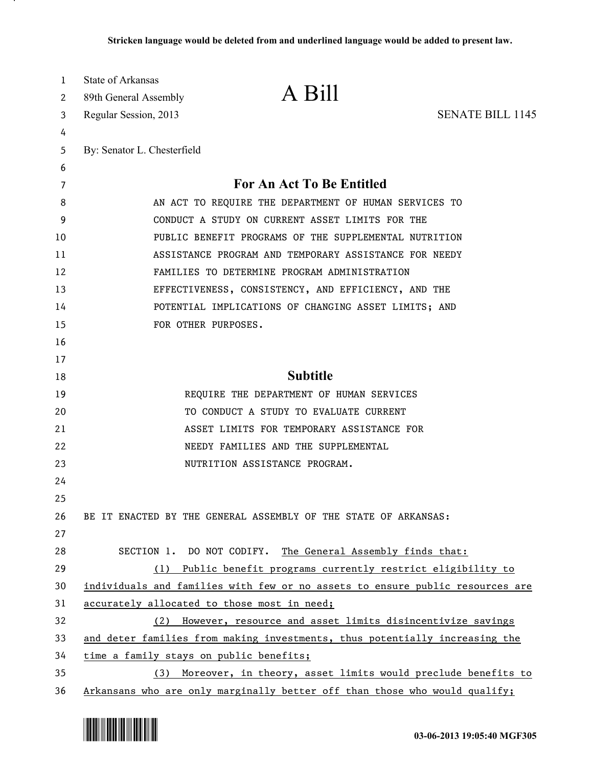Stricken language would be deleted from and underlined language would be added to present law.

State of Arkansas
89th General Assembly
Regular Session, 2013

# A Bill

SENATE BILL 1145

By: Senator L. Chesterfield

## For An Act To Be Entitled

AN ACT TO REQUIRE THE DEPARTMENT OF HUMAN SERVICES TO CONDUCT A STUDY ON CURRENT ASSET LIMITS FOR THE PUBLIC BENEFIT PROGRAMS OF THE SUPPLEMENTAL NUTRITION ASSISTANCE PROGRAM AND TEMPORARY ASSISTANCE FOR NEEDY FAMILIES TO DETERMINE PROGRAM ADMINISTRATION EFFECTIVENESS, CONSISTENCY, AND EFFICIENCY, AND THE POTENTIAL IMPLICATIONS OF CHANGING ASSET LIMITS; AND FOR OTHER PURPOSES.

## Subtitle

REQUIRE THE DEPARTMENT OF HUMAN SERVICES TO CONDUCT A STUDY TO EVALUATE CURRENT ASSET LIMITS FOR TEMPORARY ASSISTANCE FOR NEEDY FAMILIES AND THE SUPPLEMENTAL NUTRITION ASSISTANCE PROGRAM.

BE IT ENACTED BY THE GENERAL ASSEMBLY OF THE STATE OF ARKANSAS:

SECTION 1. DO NOT CODIFY. <u>The General Assembly finds that:</u>

<u>(1) Public benefit programs currently restrict eligibility to individuals and families with few or no assets to ensure public resources are accurately allocated to those most in need;</u>

<u>(2) However, resource and asset limits disincentivize savings and deter families from making investments, thus potentially increasing the time a family stays on public benefits;</u>

<u>(3) Moreover, in theory, asset limits would preclude benefits to Arkansans who are only marginally better off than those who would qualify;</u>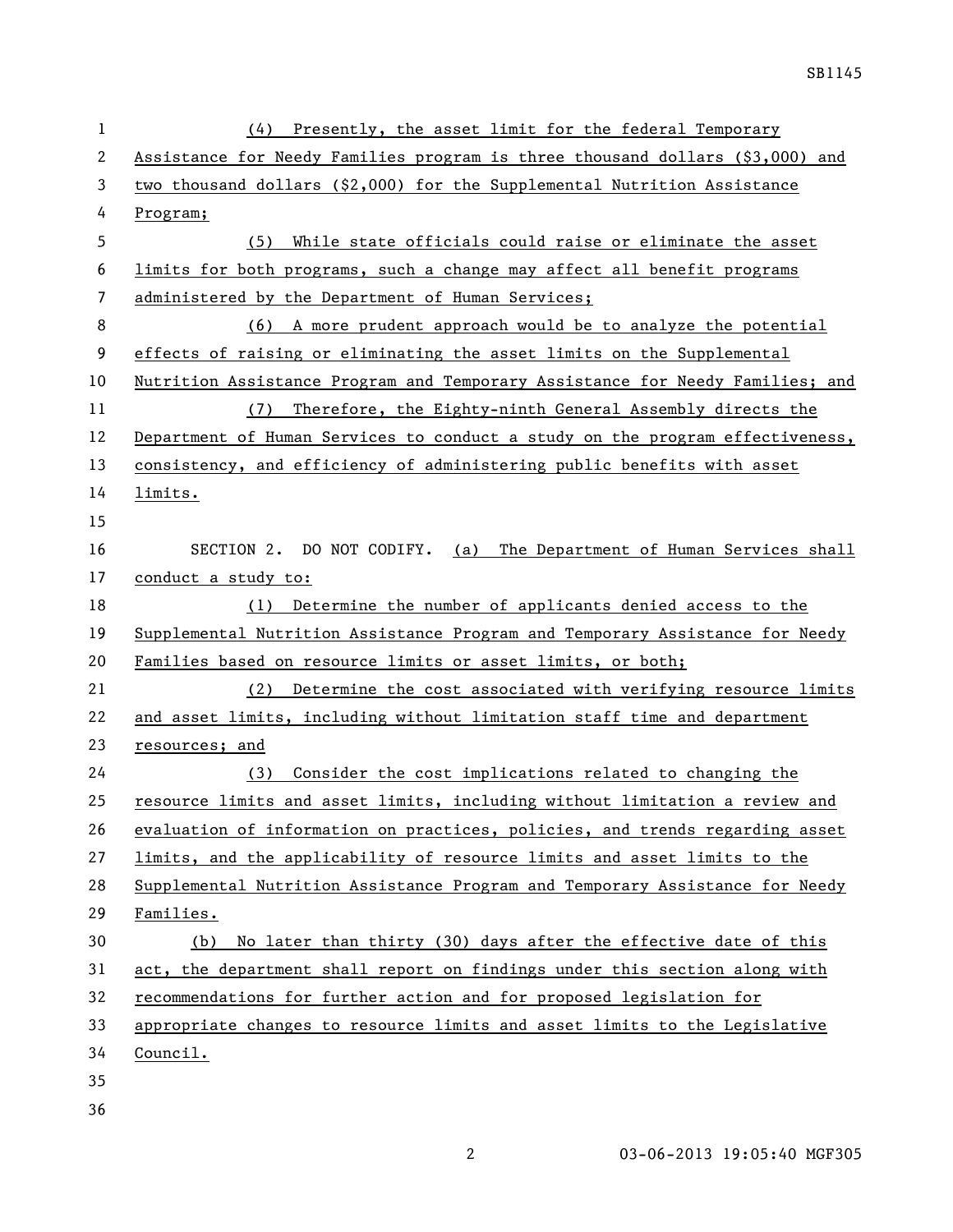(4) Presently, the asset limit for the federal Temporary Assistance for Needy Families program is three thousand dollars ($3,000) and two thousand dollars ($2,000) for the Supplemental Nutrition Assistance Program;

(5) While state officials could raise or eliminate the asset limits for both programs, such a change may affect all benefit programs administered by the Department of Human Services;

(6) A more prudent approach would be to analyze the potential effects of raising or eliminating the asset limits on the Supplemental Nutrition Assistance Program and Temporary Assistance for Needy Families; and

(7) Therefore, the Eighty-ninth General Assembly directs the Department of Human Services to conduct a study on the program effectiveness, consistency, and efficiency of administering public benefits with asset limits.

SECTION 2. DO NOT CODIFY. (a) The Department of Human Services shall conduct a study to:

(1) Determine the number of applicants denied access to the Supplemental Nutrition Assistance Program and Temporary Assistance for Needy Families based on resource limits or asset limits, or both;

(2) Determine the cost associated with verifying resource limits and asset limits, including without limitation staff time and department resources; and

(3) Consider the cost implications related to changing the resource limits and asset limits, including without limitation a review and evaluation of information on practices, policies, and trends regarding asset limits, and the applicability of resource limits and asset limits to the Supplemental Nutrition Assistance Program and Temporary Assistance for Needy Families.

(b) No later than thirty (30) days after the effective date of this act, the department shall report on findings under this section along with recommendations for further action and for proposed legislation for appropriate changes to resource limits and asset limits to the Legislative Council.